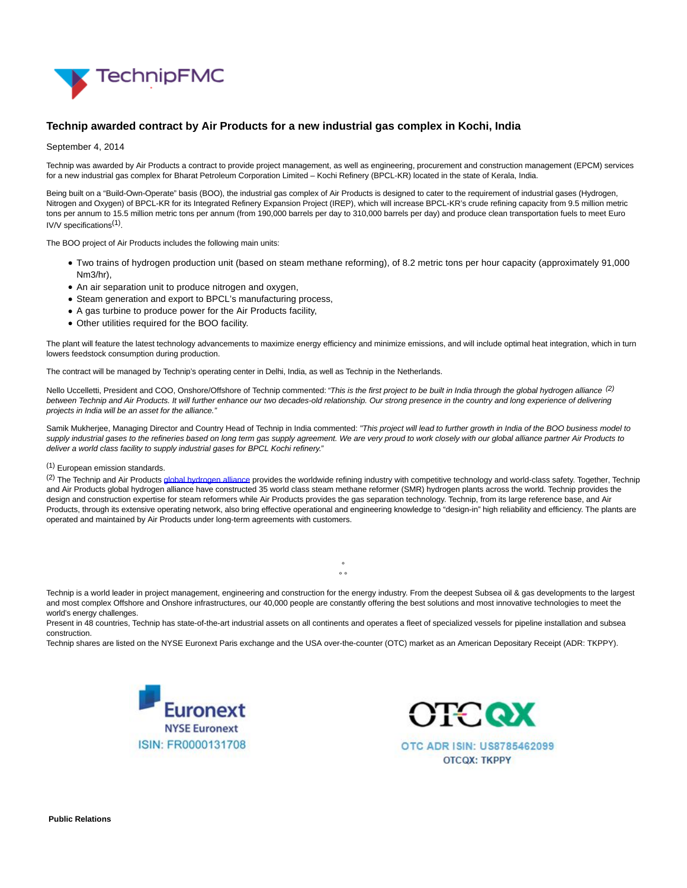# Technip awarded contract by Air Products for a new industrial gas complex in Kochi, India

September 4, 2014

Technip was awarded by Air Products a contract to provide project management, as well as engineering, procurement and construction management (EPCM) services for a new industrial gas complex for Bharat Petroleum Corporation Limited – Kochi Refinery (BPCL-KR) located in the state of Kerala, India.

Being built on a "Build-Own-Operate" basis (BOO), the industrial gas complex of Air Products is designed to cater to the requirement of industrial gases (Hydrogen, Nitrogen and Oxygen) of BPCL-KR for its Integrated Refinery Expansion Project (IREP), which will increase BPCL-KR's crude refining capacity from 9.5 million metric tons per annum to 15.5 million metric tons per annum (from 190,000 barrels per day to 310,000 barrels per day) and produce clean transportation fuels to meet Euro IV/V specifications[1].

The BOO project of Air Products includes the following main units:

- Two trains of hydrogen production unit (based on steam methane reforming), of 8.2 metric tons per hour capacity (approximately 91,000 Nm3/hr),
- An air separation unit to produce nitrogen and oxygen,
- Steam generation and export to BPCL's manufacturing process,
- A gas turbine to produce power for the Air Products facility,
- Other utilities required for the BOO facility.

The plant will feature the latest technology advancements to maximize energy efficiency and minimize emissions, and will include optimal heat integration, which in turn lowers feedstock consumption during production.

The contract will be managed by Technip's operating center in Delhi, India, as well as Technip in the Netherlands.

Nello Uccelletti, President and COO, Onshore/Offshore of Technip commented: "*This is the first project to be built in India through the global hydrogen alliance* [2] *between Technip and Air Products. It will further enhance our two decades-old relationship. Our strong presence in the country and long experience of delivering projects in India will be an asset for the alliance.*"

Samik Mukherjee, Managing Director and Country Head of Technip in India commented: *"This project will lead to further growth in India of the BOO business model to supply industrial gases to the refineries based on long term gas supply agreement. We are very proud to work closely with our global alliance partner Air Products to deliver a world class facility to supply industrial gases for BPCL Kochi refinery."*

[1] European emission standards.

[2] The Technip and Air Products global hydrogen alliance provides the worldwide refining industry with competitive technology and world-class safety. Together, Technip and Air Products global hydrogen alliance have constructed 35 world class steam methane reformer (SMR) hydrogen plants across the world. Technip provides the design and construction expertise for steam reformers while Air Products provides the gas separation technology. Technip, from its large reference base, and Air Products, through its extensive operating network, also bring effective operational and engineering knowledge to "design-in" high reliability and efficiency. The plants are operated and maintained by Air Products under long-term agreements with customers.

°
° °

Technip is a world leader in project management, engineering and construction for the energy industry. From the deepest Subsea oil & gas developments to the largest and most complex Offshore and Onshore infrastructures, our 40,000 people are constantly offering the best solutions and most innovative technologies to meet the world's energy challenges.
Present in 48 countries, Technip has state-of-the-art industrial assets on all continents and operates a fleet of specialized vessels for pipeline installation and subsea construction.
Technip shares are listed on the NYSE Euronext Paris exchange and the USA over-the-counter (OTC) market as an American Depositary Receipt (ADR: TKPPY).

Euronext
NYSE Euronext
ISIN: FR0000131708

OTCQX
OTC ADR ISIN: US8785462099
OTCQX: TKPPY

**Public Relations**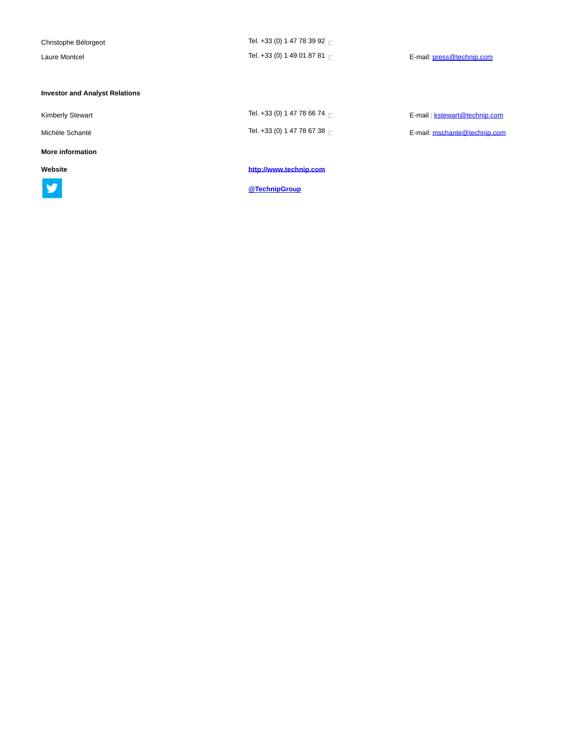| | | |
|---|---|---|
| Christophe Bélorgeot | Tel. +33 (0) 1 47 78 39 92 | |
| Laure Montcel | Tel. +33 (0) 1 49 01 87 81 | E-mail: press@technip.com |

**Investor and Analyst Relations**

| | | |
|---|---|---|
| Kimberly Stewart | Tel. +33 (0) 1 47 78 66 74 | E-mail : kstewart@technip.com |
| Michèle Schanté | Tel. +33 (0) 1 47 78 67 38 | E-mail: mschante@technip.com |

**More information**

| | |
|---|---|
| **Website** | **http://www.technip.com** |
| | **@TechnipGroup** |